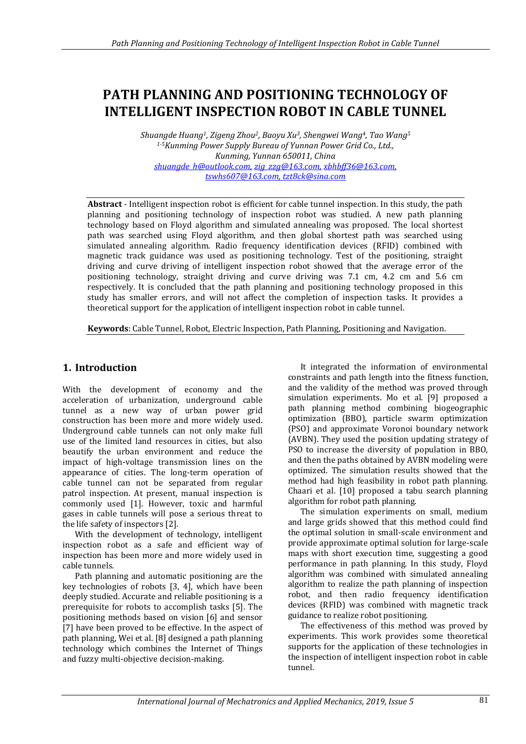# PATH PLANNING AND POSITIONING TECHNOLOGY OF INTELLIGENT INSPECTION ROBOT IN CABLE TUNNEL

*Shuangde Huang[1], Zigeng Zhou[2], Baoyu Xu[3], Shengwei Wang[4], Tao Wang[5]*
*[1-5]Kunming Power Supply Bureau of Yunnan Power Grid Co., Ltd., Kunming, Yunnan 650011, China*
shuangde_h@outlook.com, zig_zzg@163.com, xbhbff36@163.com, tswhs607@163.com, tzt8ck@sina.com

**Abstract** - Intelligent inspection robot is efficient for cable tunnel inspection. In this study, the path planning and positioning technology of inspection robot was studied. A new path planning technology based on Floyd algorithm and simulated annealing was proposed. The local shortest path was searched using Floyd algorithm, and then global shortest path was searched using simulated annealing algorithm. Radio frequency identification devices (RFID) combined with magnetic track guidance was used as positioning technology. Test of the positioning, straight driving and curve driving of intelligent inspection robot showed that the average error of the positioning technology, straight driving and curve driving was 7.1 cm, 4.2 cm and 5.6 cm respectively. It is concluded that the path planning and positioning technology proposed in this study has smaller errors, and will not affect the completion of inspection tasks. It provides a theoretical support for the application of intelligent inspection robot in cable tunnel.

**Keywords**: Cable Tunnel, Robot, Electric Inspection, Path Planning, Positioning and Navigation.

## 1. Introduction

With the development of economy and the acceleration of urbanization, underground cable tunnel as a new way of urban power grid construction has been more and more widely used. Underground cable tunnels can not only make full use of the limited land resources in cities, but also beautify the urban environment and reduce the impact of high-voltage transmission lines on the appearance of cities. The long-term operation of cable tunnel can not be separated from regular patrol inspection. At present, manual inspection is commonly used [1]. However, toxic and harmful gases in cable tunnels will pose a serious threat to the life safety of inspectors [2].

With the development of technology, intelligent inspection robot as a safe and efficient way of inspection has been more and more widely used in cable tunnels.

Path planning and automatic positioning are the key technologies of robots [3, 4], which have been deeply studied. Accurate and reliable positioning is a prerequisite for robots to accomplish tasks [5]. The positioning methods based on vision [6] and sensor [7] have been proved to be effective. In the aspect of path planning, Wei et al. [8] designed a path planning technology which combines the Internet of Things and fuzzy multi-objective decision-making.

It integrated the information of environmental constraints and path length into the fitness function, and the validity of the method was proved through simulation experiments. Mo et al. [9] proposed a path planning method combining biogeographic optimization (BBO), particle swarm optimization (PSO) and approximate Voronoi boundary network (AVBN). They used the position updating strategy of PSO to increase the diversity of population in BBO, and then the paths obtained by AVBN modeling were optimized. The simulation results showed that the method had high feasibility in robot path planning. Chaari et al. [10] proposed a tabu search planning algorithm for robot path planning.

The simulation experiments on small, medium and large grids showed that this method could find the optimal solution in small-scale environment and provide approximate optimal solution for large-scale maps with short execution time, suggesting a good performance in path planning. In this study, Floyd algorithm was combined with simulated annealing algorithm to realize the path planning of inspection robot, and then radio frequency identification devices (RFID) was combined with magnetic track guidance to realize robot positioning.

The effectiveness of this method was proved by experiments. This work provides some theoretical supports for the application of these technologies in the inspection of intelligent inspection robot in cable tunnel.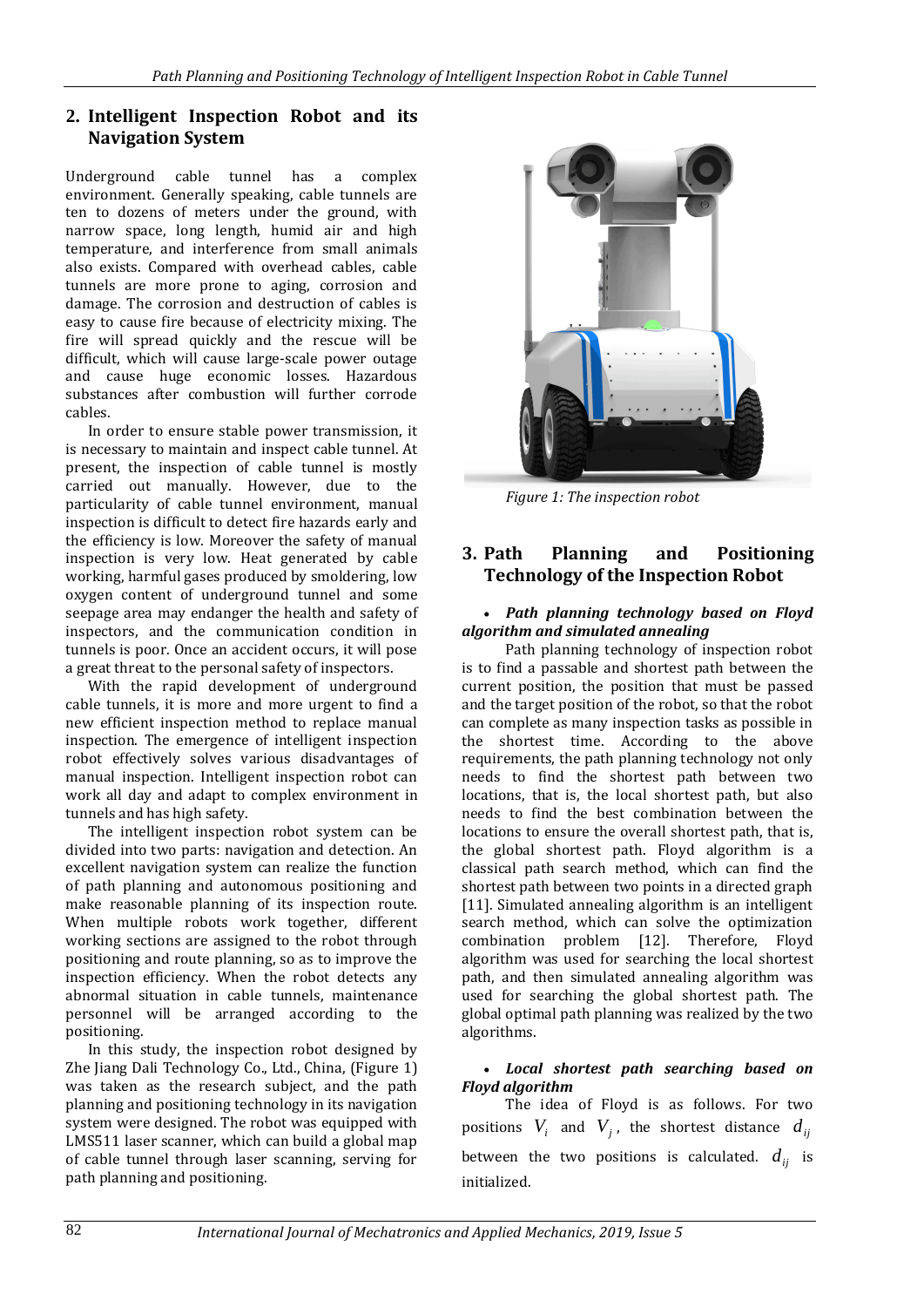## 2. Intelligent Inspection Robot and its Navigation System

Underground cable tunnel has a complex environment. Generally speaking, cable tunnels are ten to dozens of meters under the ground, with narrow space, long length, humid air and high temperature, and interference from small animals also exists. Compared with overhead cables, cable tunnels are more prone to aging, corrosion and damage. The corrosion and destruction of cables is easy to cause fire because of electricity mixing. The fire will spread quickly and the rescue will be difficult, which will cause large-scale power outage and cause huge economic losses. Hazardous substances after combustion will further corrode cables.

In order to ensure stable power transmission, it is necessary to maintain and inspect cable tunnel. At present, the inspection of cable tunnel is mostly carried out manually. However, due to the particularity of cable tunnel environment, manual inspection is difficult to detect fire hazards early and the efficiency is low. Moreover the safety of manual inspection is very low. Heat generated by cable working, harmful gases produced by smoldering, low oxygen content of underground tunnel and some seepage area may endanger the health and safety of inspectors, and the communication condition in tunnels is poor. Once an accident occurs, it will pose a great threat to the personal safety of inspectors.

With the rapid development of underground cable tunnels, it is more and more urgent to find a new efficient inspection method to replace manual inspection. The emergence of intelligent inspection robot effectively solves various disadvantages of manual inspection. Intelligent inspection robot can work all day and adapt to complex environment in tunnels and has high safety.

The intelligent inspection robot system can be divided into two parts: navigation and detection. An excellent navigation system can realize the function of path planning and autonomous positioning and make reasonable planning of its inspection route. When multiple robots work together, different working sections are assigned to the robot through positioning and route planning, so as to improve the inspection efficiency. When the robot detects any abnormal situation in cable tunnels, maintenance personnel will be arranged according to the positioning.

In this study, the inspection robot designed by Zhe Jiang Dali Technology Co., Ltd., China, (Figure 1) was taken as the research subject, and the path planning and positioning technology in its navigation system were designed. The robot was equipped with LMS511 laser scanner, which can build a global map of cable tunnel through laser scanning, serving for path planning and positioning.

*Figure 1: The inspection robot*

## 3. Path Planning and Positioning Technology of the Inspection Robot

- ***Path planning technology based on Floyd algorithm and simulated annealing***

Path planning technology of inspection robot is to find a passable and shortest path between the current position, the position that must be passed and the target position of the robot, so that the robot can complete as many inspection tasks as possible in the shortest time. According to the above requirements, the path planning technology not only needs to find the shortest path between two locations, that is, the local shortest path, but also needs to find the best combination between the locations to ensure the overall shortest path, that is, the global shortest path. Floyd algorithm is a classical path search method, which can find the shortest path between two points in a directed graph [11]. Simulated annealing algorithm is an intelligent search method, which can solve the optimization combination problem [12]. Therefore, Floyd algorithm was used for searching the local shortest path, and then simulated annealing algorithm was used for searching the global shortest path. The global optimal path planning was realized by the two algorithms.

- ***Local shortest path searching based on Floyd algorithm***

The idea of Floyd is as follows. For two positions $V_i$ and $V_j$, the shortest distance $d_{ij}$ between the two positions is calculated. $d_{ij}$ is initialized.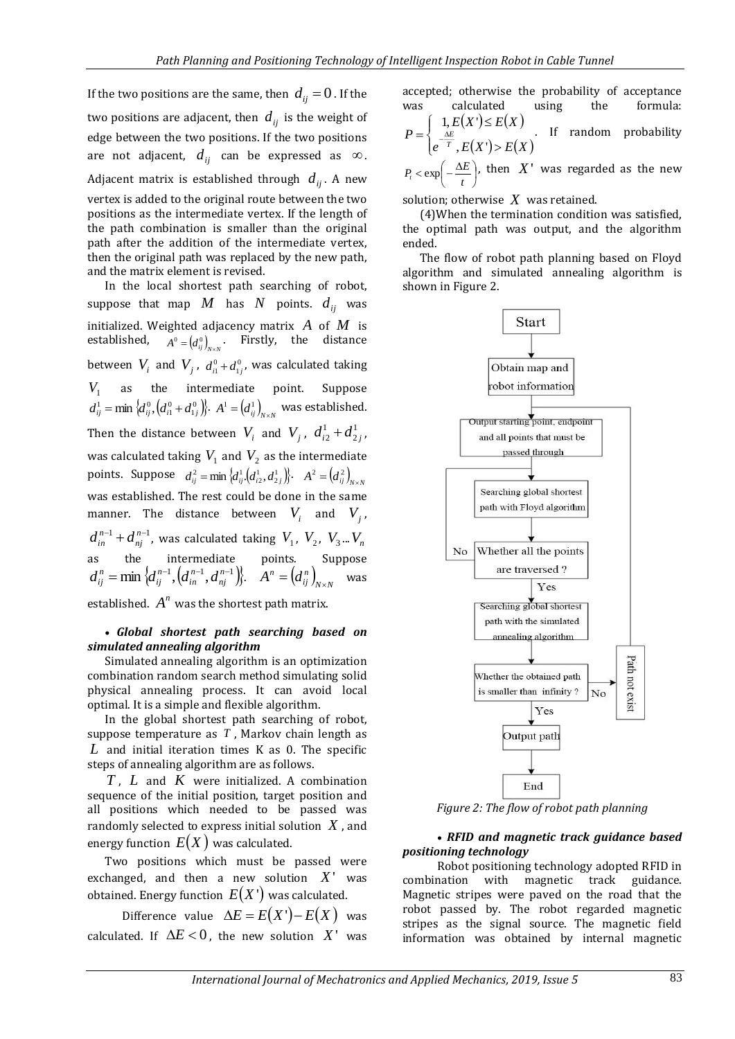If the two positions are the same, then $d_{ij} = 0$. If the two positions are adjacent, then $d_{ij}$ is the weight of edge between the two positions. If the two positions are not adjacent, $d_{ij}$ can be expressed as $\infty$. Adjacent matrix is established through $d_{ij}$. A new vertex is added to the original route between the two positions as the intermediate vertex. If the length of the path combination is smaller than the original path after the addition of the intermediate vertex, then the original path was replaced by the new path, and the matrix element is revised.

In the local shortest path searching of robot, suppose that map $M$ has $N$ points. $d_{ij}$ was initialized. Weighted adjacency matrix $A$ of $M$ is established, $A^0 = \left(d_{ij}^0\right)_{N \times N}$. Firstly, the distance between $V_i$ and $V_j$, $d_{i1}^0 + d_{1j}^0$, was calculated taking $V_1$ as the intermediate point. Suppose $d_{ij}^1 = \min\left\{d_{ij}^0, \left(d_{i1}^0 + d_{1j}^0\right)\right\}$. $A^1 = \left(d_{ij}^1\right)_{N \times N}$ was established. Then the distance between $V_i$ and $V_j$, $d_{i2}^1 + d_{2j}^1$, was calculated taking $V_1$ and $V_2$ as the intermediate points. Suppose $d_{ij}^2 = \min\left\{d_{ij}^1, \left(d_{i2}^1, d_{2j}^1\right)\right\}$. $A^2 = \left(d_{ij}^2\right)_{N \times N}$ was established. The rest could be done in the same manner. The distance between $V_i$ and $V_j$, $d_{in}^{n-1} + d_{nj}^{n-1}$, was calculated taking $V_1$, $V_2$, $V_3 ... V_n$ as the intermediate points. Suppose $d_{ij}^n = \min\left\{d_{ij}^{n-1}, \left(d_{in}^{n-1}, d_{nj}^{n-1}\right)\right\}$. $A^n = \left(d_{ij}^n\right)_{N \times N}$ was established. $A^n$ was the shortest path matrix.

- ***Global shortest path searching based on simulated annealing algorithm***

Simulated annealing algorithm is an optimization combination random search method simulating solid physical annealing process. It can avoid local optimal. It is a simple and flexible algorithm.

In the global shortest path searching of robot, suppose temperature as $T$, Markov chain length as $L$ and initial iteration times K as 0. The specific steps of annealing algorithm are as follows.

$T$, $L$ and $K$ were initialized. A combination sequence of the initial position, target position and all positions which needed to be passed was randomly selected to express initial solution $X$, and energy function $E(X)$ was calculated.

Two positions which must be passed were exchanged, and then a new solution $X'$ was obtained. Energy function $E(X')$ was calculated.

Difference value $\Delta E = E(X') - E(X)$ was calculated. If $\Delta E < 0$, the new solution $X'$ was accepted; otherwise the probability of acceptance was calculated using the formula: $P = \begin{cases} 1, E(X') \le E(X) \\ e^{-\frac{\Delta E}{T}}, E(X') > E(X) \end{cases}$. If random probability $P_t < \exp\left(-\frac{\Delta E}{t}\right)$, then $X'$ was regarded as the new solution; otherwise $X$ was retained.

(4)When the termination condition was satisfied, the optimal path was output, and the algorithm ended.

The flow of robot path planning based on Floyd algorithm and simulated annealing algorithm is shown in Figure 2.

*Figure 2: The flow of robot path planning*

- ***RFID and magnetic track guidance based positioning technology***

Robot positioning technology adopted RFID in combination with magnetic track guidance. Magnetic stripes were paved on the road that the robot passed by. The robot regarded magnetic stripes as the signal source. The magnetic field information was obtained by internal magnetic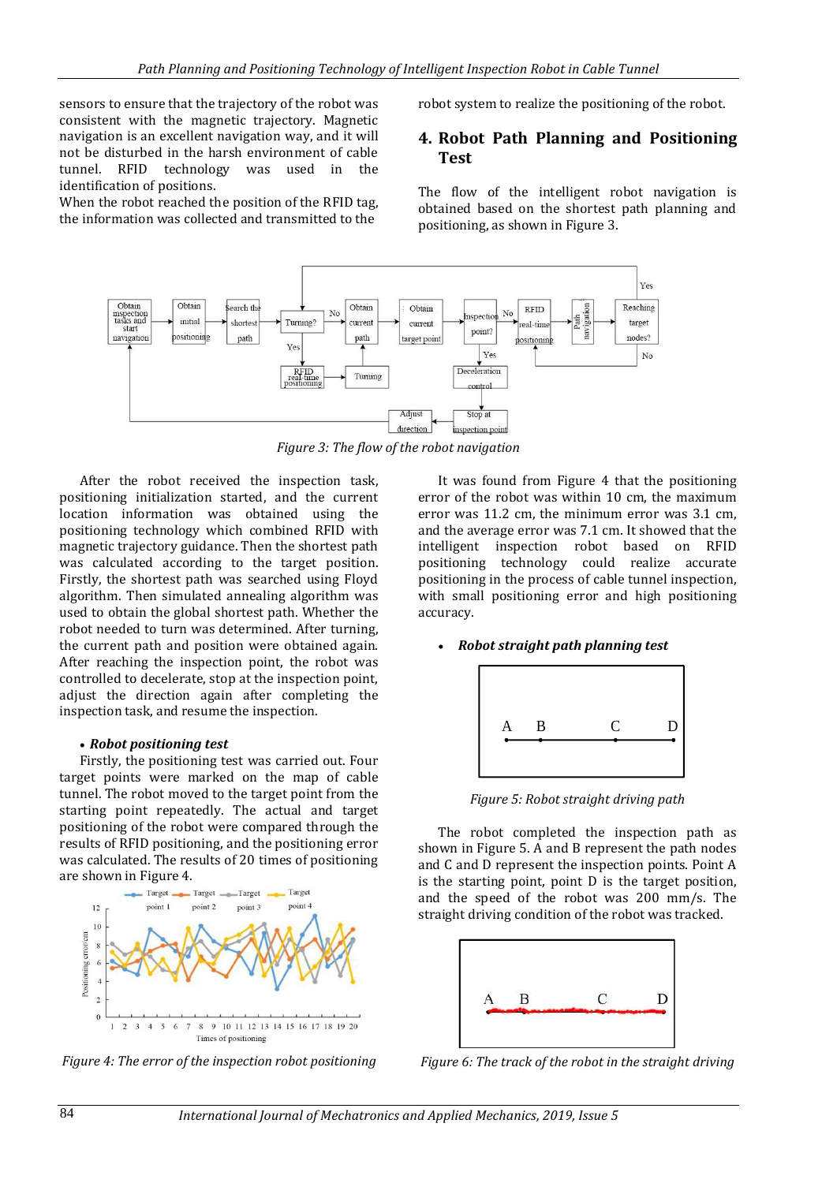sensors to ensure that the trajectory of the robot was consistent with the magnetic trajectory. Magnetic navigation is an excellent navigation way, and it will not be disturbed in the harsh environment of cable tunnel. RFID technology was used in the identification of positions.

When the robot reached the position of the RFID tag, the information was collected and transmitted to the robot system to realize the positioning of the robot.

## 4. Robot Path Planning and Positioning Test

The flow of the intelligent robot navigation is obtained based on the shortest path planning and positioning, as shown in Figure 3.

*Figure 3: The flow of the robot navigation*

After the robot received the inspection task, positioning initialization started, and the current location information was obtained using the positioning technology which combined RFID with magnetic trajectory guidance. Then the shortest path was calculated according to the target position. Firstly, the shortest path was searched using Floyd algorithm. Then simulated annealing algorithm was used to obtain the global shortest path. Whether the robot needed to turn was determined. After turning, the current path and position were obtained again. After reaching the inspection point, the robot was controlled to decelerate, stop at the inspection point, adjust the direction again after completing the inspection task, and resume the inspection.

- ***Robot positioning test***

Firstly, the positioning test was carried out. Four target points were marked on the map of cable tunnel. The robot moved to the target point from the starting point repeatedly. The actual and target positioning of the robot were compared through the results of RFID positioning, and the positioning error was calculated. The results of 20 times of positioning are shown in Figure 4.

*Figure 4: The error of the inspection robot positioning*

It was found from Figure 4 that the positioning error of the robot was within 10 cm, the maximum error was 11.2 cm, the minimum error was 3.1 cm, and the average error was 7.1 cm. It showed that the intelligent inspection robot based on RFID positioning technology could realize accurate positioning in the process of cable tunnel inspection, with small positioning error and high positioning accuracy.

- ***Robot straight path planning test***

*Figure 5: Robot straight driving path*

The robot completed the inspection path as shown in Figure 5. A and B represent the path nodes and C and D represent the inspection points. Point A is the starting point, point D is the target position, and the speed of the robot was 200 mm/s. The straight driving condition of the robot was tracked.

*Figure 6: The track of the robot in the straight driving*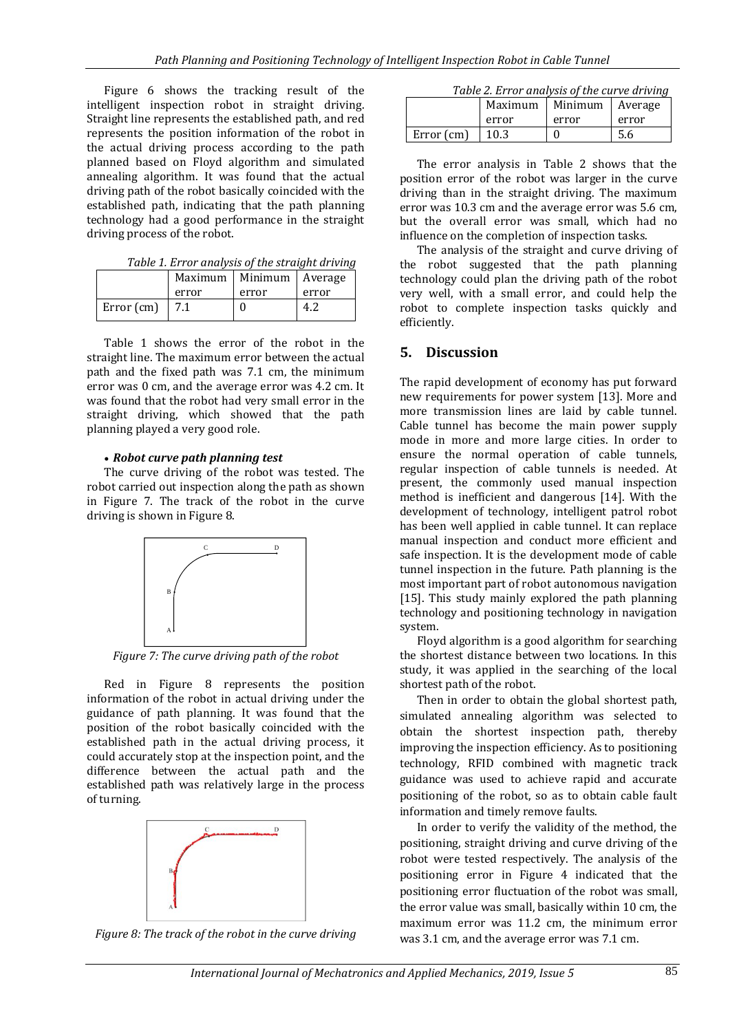Figure 6 shows the tracking result of the intelligent inspection robot in straight driving. Straight line represents the established path, and red represents the position information of the robot in the actual driving process according to the path planned based on Floyd algorithm and simulated annealing algorithm. It was found that the actual driving path of the robot basically coincided with the established path, indicating that the path planning technology had a good performance in the straight driving process of the robot.

*Table 1. Error analysis of the straight driving*

| | Maximum error | Minimum error | Average error |
|---|---|---|---|
| Error (cm) | 7.1 | 0 | 4.2 |

Table 1 shows the error of the robot in the straight line. The maximum error between the actual path and the fixed path was 7.1 cm, the minimum error was 0 cm, and the average error was 4.2 cm. It was found that the robot had very small error in the straight driving, which showed that the path planning played a very good role.

- ***Robot curve path planning test***

The curve driving of the robot was tested. The robot carried out inspection along the path as shown in Figure 7. The track of the robot in the curve driving is shown in Figure 8.

*Figure 7: The curve driving path of the robot*

Red in Figure 8 represents the position information of the robot in actual driving under the guidance of path planning. It was found that the position of the robot basically coincided with the established path in the actual driving process, it could accurately stop at the inspection point, and the difference between the actual path and the established path was relatively large in the process of turning.

*Figure 8: The track of the robot in the curve driving*

*Table 2. Error analysis of the curve driving*

| | Maximum error | Minimum error | Average error |
|---|---|---|---|
| Error (cm) | 10.3 | 0 | 5.6 |

The error analysis in Table 2 shows that the position error of the robot was larger in the curve driving than in the straight driving. The maximum error was 10.3 cm and the average error was 5.6 cm, but the overall error was small, which had no influence on the completion of inspection tasks.

The analysis of the straight and curve driving of the robot suggested that the path planning technology could plan the driving path of the robot very well, with a small error, and could help the robot to complete inspection tasks quickly and efficiently.

## 5. Discussion

The rapid development of economy has put forward new requirements for power system [13]. More and more transmission lines are laid by cable tunnel. Cable tunnel has become the main power supply mode in more and more large cities. In order to ensure the normal operation of cable tunnels, regular inspection of cable tunnels is needed. At present, the commonly used manual inspection method is inefficient and dangerous [14]. With the development of technology, intelligent patrol robot has been well applied in cable tunnel. It can replace manual inspection and conduct more efficient and safe inspection. It is the development mode of cable tunnel inspection in the future. Path planning is the most important part of robot autonomous navigation [15]. This study mainly explored the path planning technology and positioning technology in navigation system.

Floyd algorithm is a good algorithm for searching the shortest distance between two locations. In this study, it was applied in the searching of the local shortest path of the robot.

Then in order to obtain the global shortest path, simulated annealing algorithm was selected to obtain the shortest inspection path, thereby improving the inspection efficiency. As to positioning technology, RFID combined with magnetic track guidance was used to achieve rapid and accurate positioning of the robot, so as to obtain cable fault information and timely remove faults.

In order to verify the validity of the method, the positioning, straight driving and curve driving of the robot were tested respectively. The analysis of the positioning error in Figure 4 indicated that the positioning error fluctuation of the robot was small, the error value was small, basically within 10 cm, the maximum error was 11.2 cm, the minimum error was 3.1 cm, and the average error was 7.1 cm.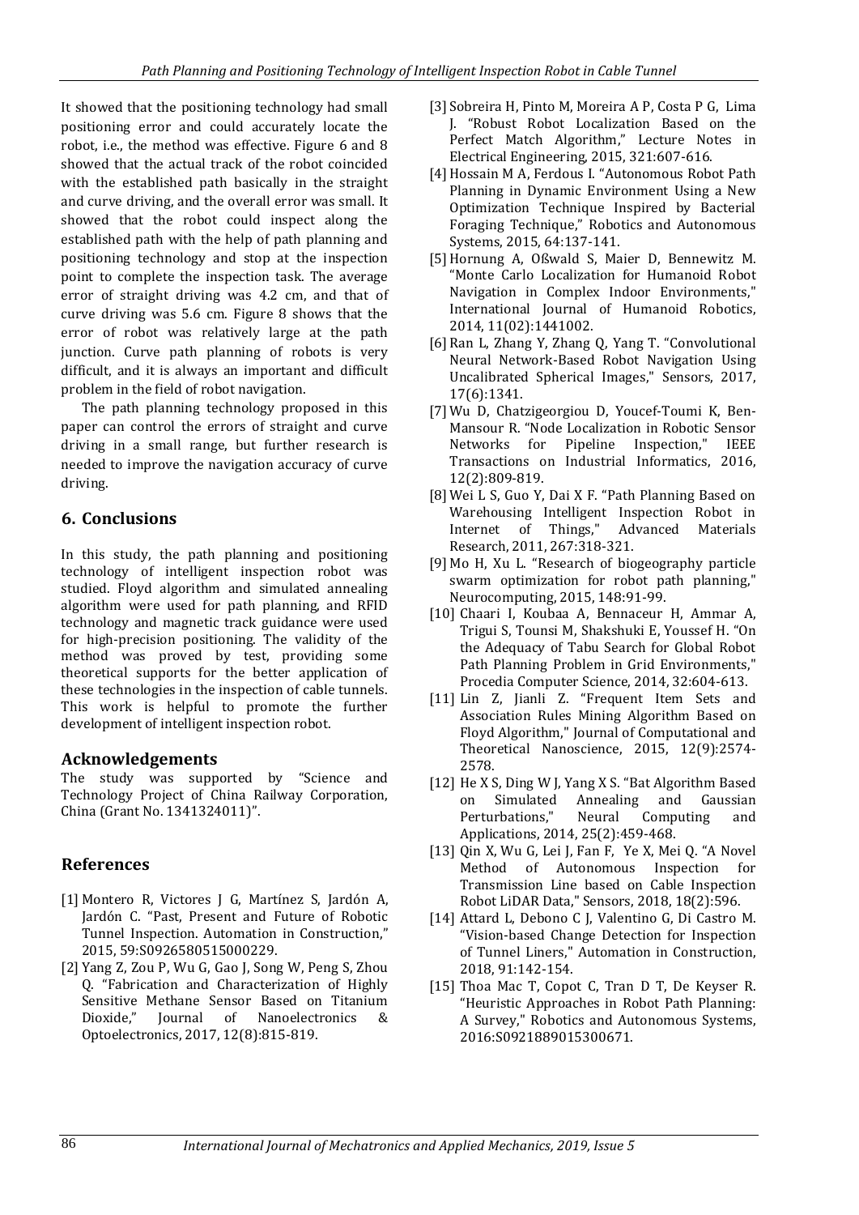It showed that the positioning technology had small positioning error and could accurately locate the robot, i.e., the method was effective. Figure 6 and 8 showed that the actual track of the robot coincided with the established path basically in the straight and curve driving, and the overall error was small. It showed that the robot could inspect along the established path with the help of path planning and positioning technology and stop at the inspection point to complete the inspection task. The average error of straight driving was 4.2 cm, and that of curve driving was 5.6 cm. Figure 8 shows that the error of robot was relatively large at the path junction. Curve path planning of robots is very difficult, and it is always an important and difficult problem in the field of robot navigation.

The path planning technology proposed in this paper can control the errors of straight and curve driving in a small range, but further research is needed to improve the navigation accuracy of curve driving.

## 6. Conclusions

In this study, the path planning and positioning technology of intelligent inspection robot was studied. Floyd algorithm and simulated annealing algorithm were used for path planning, and RFID technology and magnetic track guidance were used for high-precision positioning. The validity of the method was proved by test, providing some theoretical supports for the better application of these technologies in the inspection of cable tunnels. This work is helpful to promote the further development of intelligent inspection robot.

## Acknowledgements

The study was supported by "Science and Technology Project of China Railway Corporation, China (Grant No. 1341324011)".

## References

[1] Montero R, Victores J G, Martínez S, Jardón A, Jardón C. "Past, Present and Future of Robotic Tunnel Inspection. Automation in Construction," 2015, 59:S0926580515000229.

[2] Yang Z, Zou P, Wu G, Gao J, Song W, Peng S, Zhou Q. "Fabrication and Characterization of Highly Sensitive Methane Sensor Based on Titanium Dioxide," Journal of Nanoelectronics & Optoelectronics, 2017, 12(8):815-819.

[3] Sobreira H, Pinto M, Moreira A P, Costa P G, Lima J. "Robust Robot Localization Based on the Perfect Match Algorithm," Lecture Notes in Electrical Engineering, 2015, 321:607-616.

[4] Hossain M A, Ferdous I. "Autonomous Robot Path Planning in Dynamic Environment Using a New Optimization Technique Inspired by Bacterial Foraging Technique," Robotics and Autonomous Systems, 2015, 64:137-141.

[5] Hornung A, Oßwald S, Maier D, Bennewitz M. "Monte Carlo Localization for Humanoid Robot Navigation in Complex Indoor Environments," International Journal of Humanoid Robotics, 2014, 11(02):1441002.

[6] Ran L, Zhang Y, Zhang Q, Yang T. "Convolutional Neural Network-Based Robot Navigation Using Uncalibrated Spherical Images," Sensors, 2017, 17(6):1341.

[7] Wu D, Chatzigeorgiou D, Youcef-Toumi K, Ben-Mansour R. "Node Localization in Robotic Sensor Networks for Pipeline Inspection," IEEE Transactions on Industrial Informatics, 2016, 12(2):809-819.

[8] Wei L S, Guo Y, Dai X F. "Path Planning Based on Warehousing Intelligent Inspection Robot in Internet of Things," Advanced Materials Research, 2011, 267:318-321.

[9] Mo H, Xu L. "Research of biogeography particle swarm optimization for robot path planning," Neurocomputing, 2015, 148:91-99.

[10] Chaari I, Koubaa A, Bennaceur H, Ammar A, Trigui S, Tounsi M, Shakshuki E, Youssef H. "On the Adequacy of Tabu Search for Global Robot Path Planning Problem in Grid Environments," Procedia Computer Science, 2014, 32:604-613.

[11] Lin Z, Jianli Z. "Frequent Item Sets and Association Rules Mining Algorithm Based on Floyd Algorithm," Journal of Computational and Theoretical Nanoscience, 2015, 12(9):2574-2578.

[12] He X S, Ding W J, Yang X S. "Bat Algorithm Based on Simulated Annealing and Gaussian Perturbations," Neural Computing and Applications, 2014, 25(2):459-468.

[13] Qin X, Wu G, Lei J, Fan F, Ye X, Mei Q. "A Novel Method of Autonomous Inspection for Transmission Line based on Cable Inspection Robot LiDAR Data," Sensors, 2018, 18(2):596.

[14] Attard L, Debono C J, Valentino G, Di Castro M. "Vision-based Change Detection for Inspection of Tunnel Liners," Automation in Construction, 2018, 91:142-154.

[15] Thoa Mac T, Copot C, Tran D T, De Keyser R. "Heuristic Approaches in Robot Path Planning: A Survey," Robotics and Autonomous Systems, 2016:S0921889015300671.